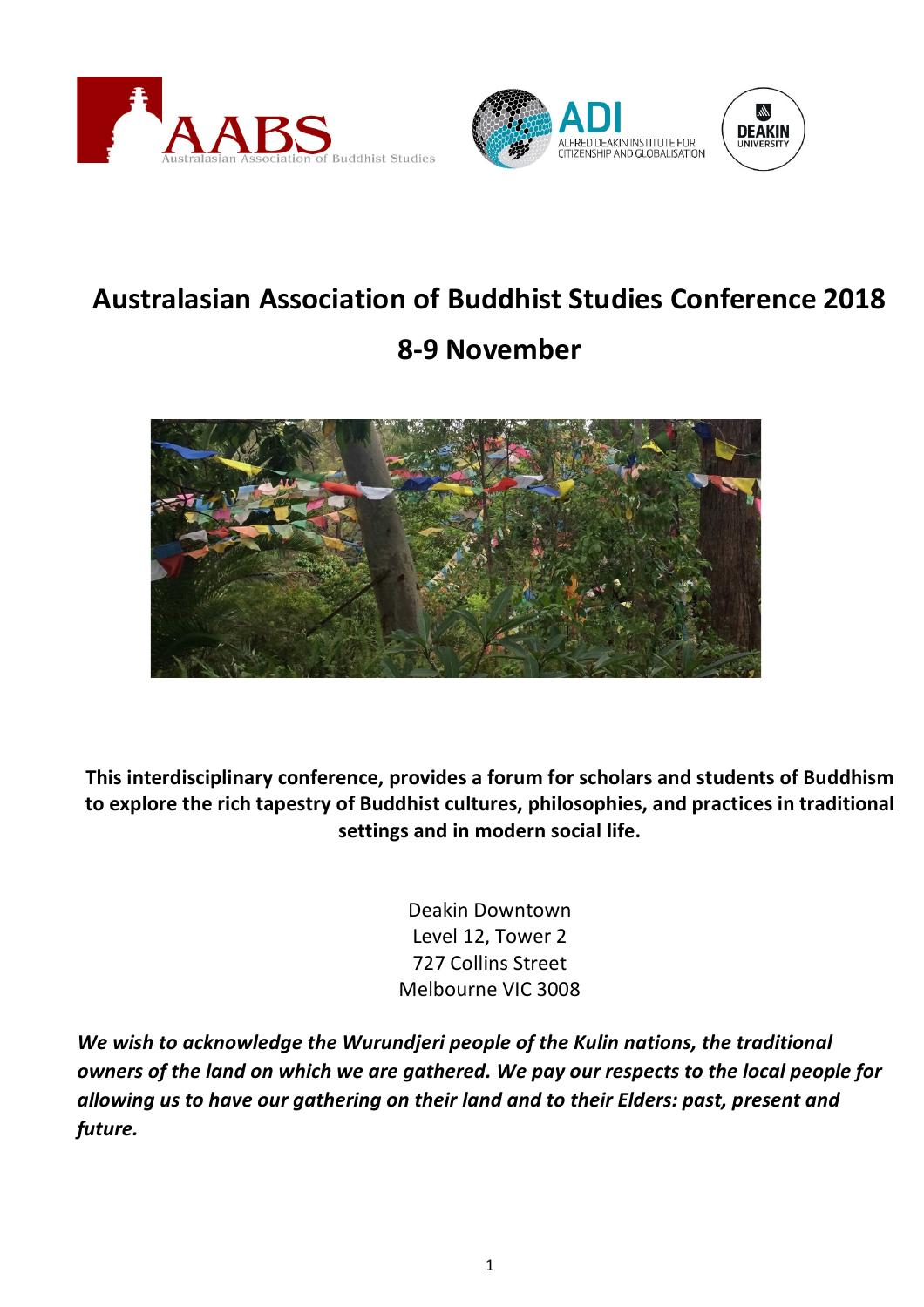# Australasian Association of Buddhist Studies Conference 2018

## 8-9 November

**This interdisciplinary conference, provides a forum for scholars and students of Buddhism to explore the rich tapestry of Buddhist cultures, philosophies, and practices in traditional settings and in modern social life.**

Deakin Downtown
Level 12, Tower 2
727 Collins Street
Melbourne VIC 3008

***We wish to acknowledge the Wurundjeri people of the Kulin nations, the traditional owners of the land on which we are gathered. We pay our respects to the local people for allowing us to have our gathering on their land and to their Elders: past, present and future.***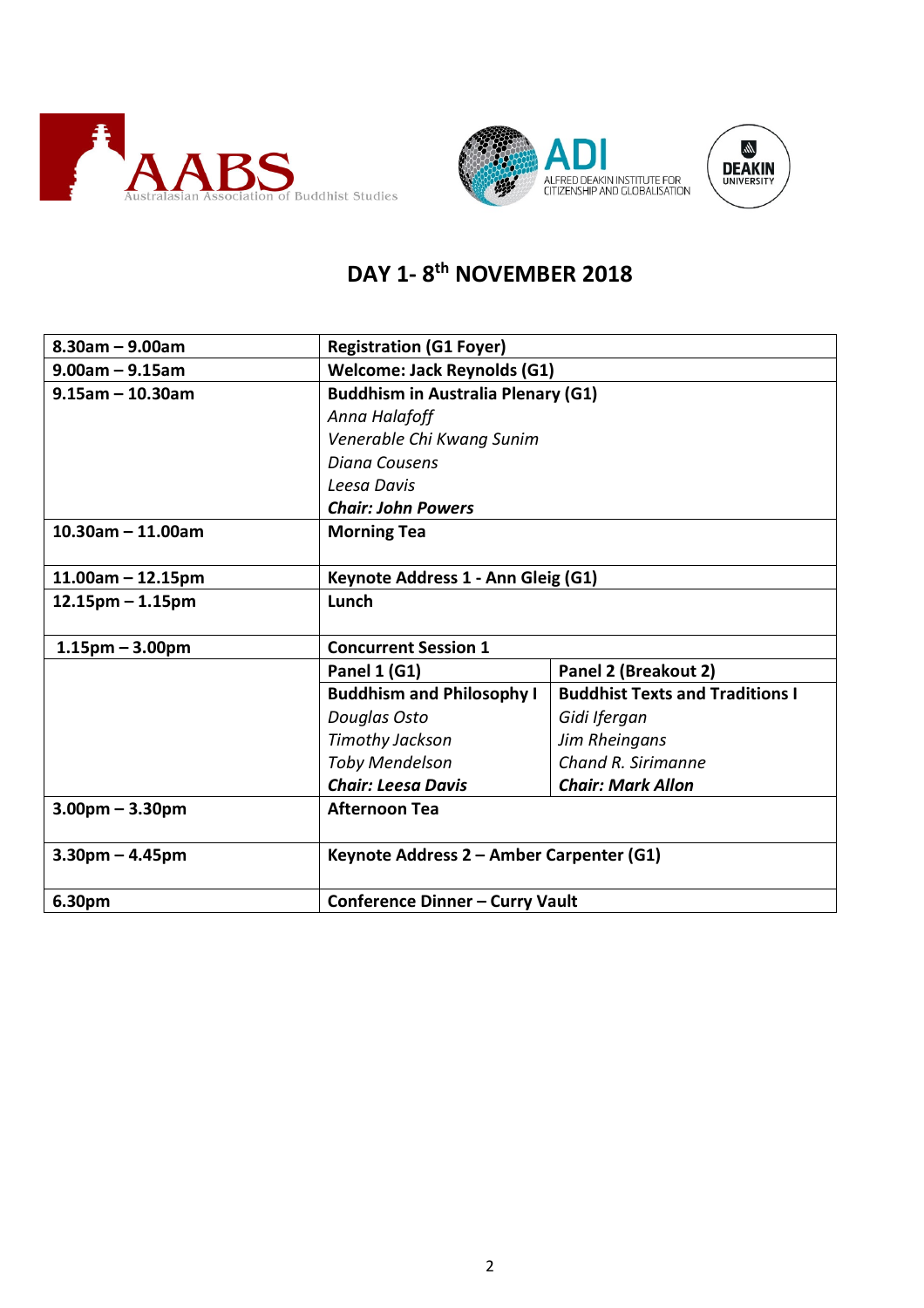# DAY 1- 8th NOVEMBER 2018

| | | |
|---|---|---|
| **8.30am – 9.00am** | **Registration (G1 Foyer)** | |
| **9.00am – 9.15am** | **Welcome: Jack Reynolds (G1)** | |
| **9.15am – 10.30am** | **Buddhism in Australia Plenary (G1)**<br>*Anna Halafoff*<br>*Venerable Chi Kwang Sunim*<br>*Diana Cousens*<br>*Leesa Davis*<br>***Chair: John Powers*** | |
| **10.30am – 11.00am** | **Morning Tea** | |
| **11.00am – 12.15pm** | **Keynote Address 1 - Ann Gleig (G1)** | |
| **12.15pm – 1.15pm** | **Lunch** | |
| **1.15pm – 3.00pm** | **Concurrent Session 1** | |
| | **Panel 1 (G1)** | **Panel 2 (Breakout 2)** |
| | **Buddhism and Philosophy I**<br>*Douglas Osto*<br>*Timothy Jackson*<br>*Toby Mendelson*<br>***Chair: Leesa Davis*** | **Buddhist Texts and Traditions I**<br>*Gidi Ifergan*<br>*Jim Rheingans*<br>*Chand R. Sirimanne*<br>***Chair: Mark Allon*** |
| **3.00pm – 3.30pm** | **Afternoon Tea** | |
| **3.30pm – 4.45pm** | **Keynote Address 2 – Amber Carpenter (G1)** | |
| **6.30pm** | **Conference Dinner – Curry Vault** | |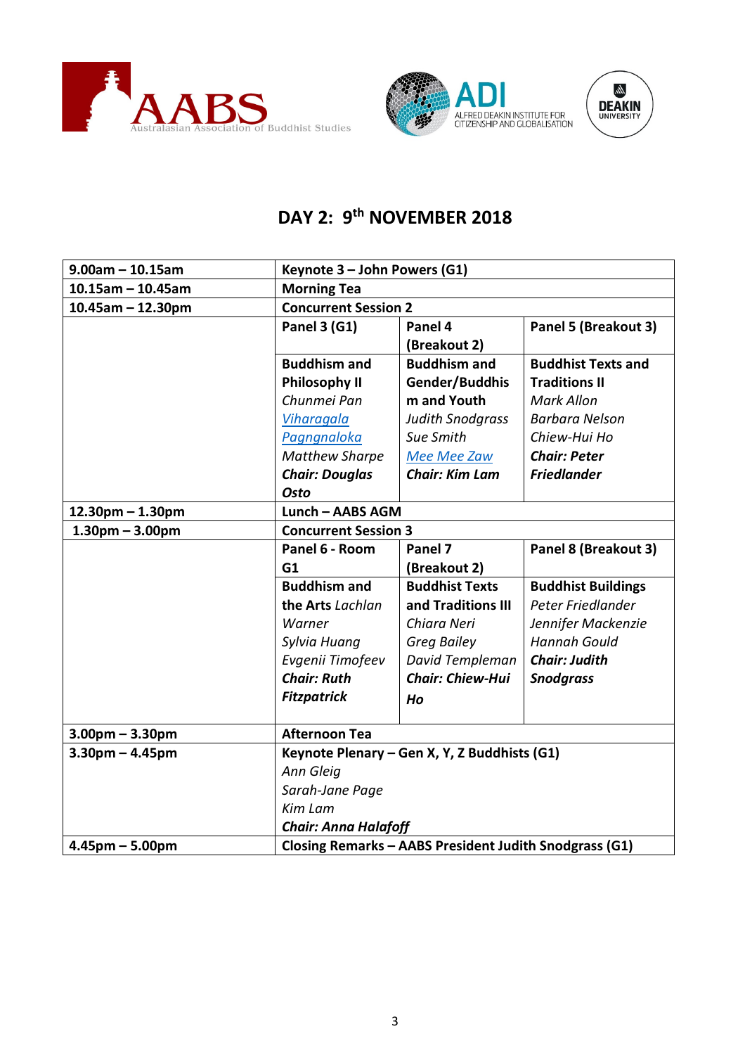## DAY 2: 9th NOVEMBER 2018

| | | | |
|---|---|---|---|
| 9.00am – 10.15am | **Keynote 3 – John Powers (G1)** | | |
| 10.15am – 10.45am | **Morning Tea** | | |
| 10.45am – 12.30pm | **Concurrent Session 2** | | |
| | **Panel 3 (G1)** | **Panel 4 (Breakout 2)** | **Panel 5 (Breakout 3)** |
| | **Buddhism and Philosophy II**<br>*Chunmei Pan*<br>*Viharagala Pagngnaloka*<br>*Matthew Sharpe*<br>***Chair: Douglas Osto*** | **Buddhism and Gender/Buddhism and Youth**<br>*Judith Snodgrass*<br>*Sue Smith*<br>*Mee Mee Zaw*<br>***Chair: Kim Lam*** | **Buddhist Texts and Traditions II**<br>*Mark Allon*<br>*Barbara Nelson*<br>*Chiew-Hui Ho*<br>***Chair: Peter Friedlander*** |
| 12.30pm – 1.30pm | **Lunch – AABS AGM** | | |
| 1.30pm – 3.00pm | **Concurrent Session 3** | | |
| | **Panel 6 - Room G1** | **Panel 7 (Breakout 2)** | **Panel 8 (Breakout 3)** |
| | **Buddhism and the Arts** *Lachlan Warner*<br>*Sylvia Huang*<br>*Evgenii Timofeev*<br>***Chair: Ruth Fitzpatrick*** | **Buddhist Texts and Traditions III**<br>*Chiara Neri*<br>*Greg Bailey*<br>*David Templeman*<br>***Chair: Chiew-Hui Ho*** | **Buddhist Buildings**<br>*Peter Friedlander*<br>*Jennifer Mackenzie*<br>*Hannah Gould*<br>***Chair: Judith Snodgrass*** |
| 3.00pm – 3.30pm | **Afternoon Tea** | | |
| 3.30pm – 4.45pm | **Keynote Plenary – Gen X, Y, Z Buddhists (G1)**<br>*Ann Gleig*<br>*Sarah-Jane Page*<br>*Kim Lam*<br>***Chair: Anna Halafoff*** | | |
| 4.45pm – 5.00pm | **Closing Remarks – AABS President Judith Snodgrass (G1)** | | |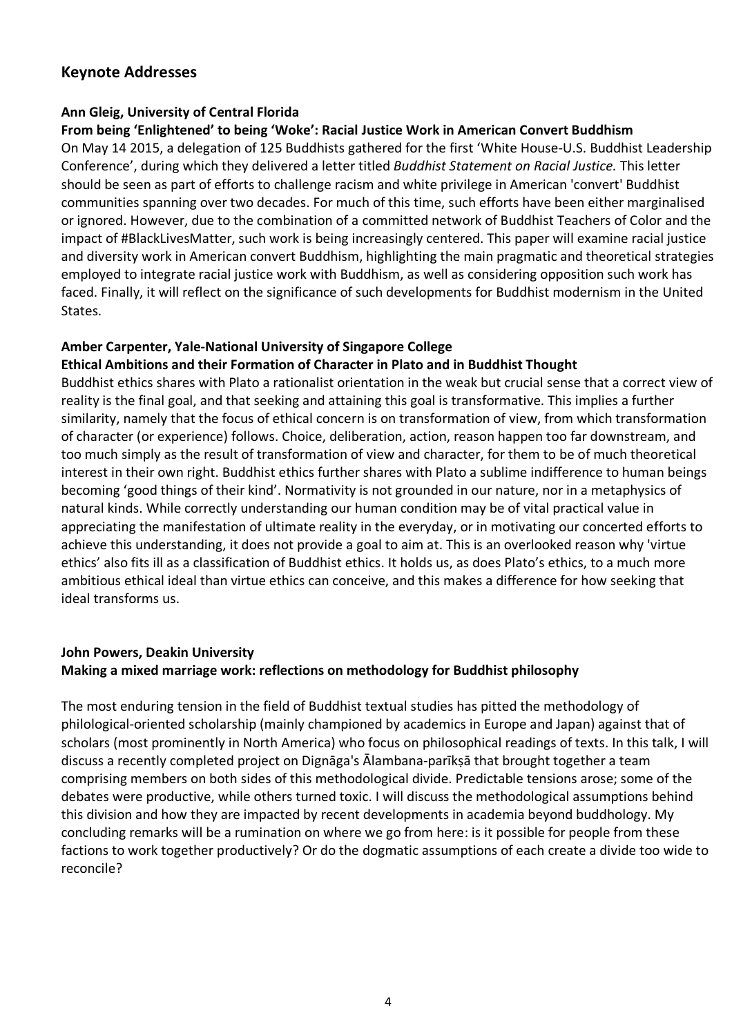## Keynote Addresses

**Ann Gleig, University of Central Florida**

**From being 'Enlightened' to being 'Woke': Racial Justice Work in American Convert Buddhism**

On May 14 2015, a delegation of 125 Buddhists gathered for the first 'White House-U.S. Buddhist Leadership Conference', during which they delivered a letter titled *Buddhist Statement on Racial Justice.* This letter should be seen as part of efforts to challenge racism and white privilege in American 'convert' Buddhist communities spanning over two decades. For much of this time, such efforts have been either marginalised or ignored. However, due to the combination of a committed network of Buddhist Teachers of Color and the impact of #BlackLivesMatter, such work is being increasingly centered. This paper will examine racial justice and diversity work in American convert Buddhism, highlighting the main pragmatic and theoretical strategies employed to integrate racial justice work with Buddhism, as well as considering opposition such work has faced. Finally, it will reflect on the significance of such developments for Buddhist modernism in the United States.

**Amber Carpenter, Yale-National University of Singapore College**

**Ethical Ambitions and their Formation of Character in Plato and in Buddhist Thought**

Buddhist ethics shares with Plato a rationalist orientation in the weak but crucial sense that a correct view of reality is the final goal, and that seeking and attaining this goal is transformative. This implies a further similarity, namely that the focus of ethical concern is on transformation of view, from which transformation of character (or experience) follows. Choice, deliberation, action, reason happen too far downstream, and too much simply as the result of transformation of view and character, for them to be of much theoretical interest in their own right. Buddhist ethics further shares with Plato a sublime indifference to human beings becoming 'good things of their kind'. Normativity is not grounded in our nature, nor in a metaphysics of natural kinds. While correctly understanding our human condition may be of vital practical value in appreciating the manifestation of ultimate reality in the everyday, or in motivating our concerted efforts to achieve this understanding, it does not provide a goal to aim at. This is an overlooked reason why 'virtue ethics' also fits ill as a classification of Buddhist ethics. It holds us, as does Plato's ethics, to a much more ambitious ethical ideal than virtue ethics can conceive, and this makes a difference for how seeking that ideal transforms us.

**John Powers, Deakin University**

**Making a mixed marriage work: reflections on methodology for Buddhist philosophy**

The most enduring tension in the field of Buddhist textual studies has pitted the methodology of philological-oriented scholarship (mainly championed by academics in Europe and Japan) against that of scholars (most prominently in North America) who focus on philosophical readings of texts. In this talk, I will discuss a recently completed project on Dignāga's Ālambana-parīkṣā that brought together a team comprising members on both sides of this methodological divide. Predictable tensions arose; some of the debates were productive, while others turned toxic. I will discuss the methodological assumptions behind this division and how they are impacted by recent developments in academia beyond buddhology. My concluding remarks will be a rumination on where we go from here: is it possible for people from these factions to work together productively? Or do the dogmatic assumptions of each create a divide too wide to reconcile?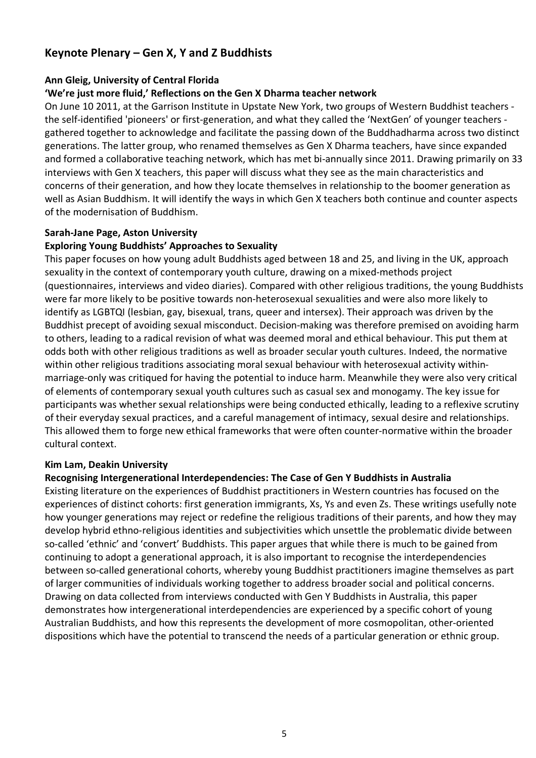## Keynote Plenary – Gen X, Y and Z Buddhists

**Ann Gleig, University of Central Florida**

**'We're just more fluid,' Reflections on the Gen X Dharma teacher network**

On June 10 2011, at the Garrison Institute in Upstate New York, two groups of Western Buddhist teachers - the self-identified 'pioneers' or first-generation, and what they called the 'NextGen' of younger teachers - gathered together to acknowledge and facilitate the passing down of the Buddhadharma across two distinct generations. The latter group, who renamed themselves as Gen X Dharma teachers, have since expanded and formed a collaborative teaching network, which has met bi-annually since 2011. Drawing primarily on 33 interviews with Gen X teachers, this paper will discuss what they see as the main characteristics and concerns of their generation, and how they locate themselves in relationship to the boomer generation as well as Asian Buddhism. It will identify the ways in which Gen X teachers both continue and counter aspects of the modernisation of Buddhism.

**Sarah-Jane Page, Aston University**

**Exploring Young Buddhists' Approaches to Sexuality**

This paper focuses on how young adult Buddhists aged between 18 and 25, and living in the UK, approach sexuality in the context of contemporary youth culture, drawing on a mixed-methods project (questionnaires, interviews and video diaries). Compared with other religious traditions, the young Buddhists were far more likely to be positive towards non-heterosexual sexualities and were also more likely to identify as LGBTQI (lesbian, gay, bisexual, trans, queer and intersex). Their approach was driven by the Buddhist precept of avoiding sexual misconduct. Decision-making was therefore premised on avoiding harm to others, leading to a radical revision of what was deemed moral and ethical behaviour. This put them at odds both with other religious traditions as well as broader secular youth cultures. Indeed, the normative within other religious traditions associating moral sexual behaviour with heterosexual activity within-marriage-only was critiqued for having the potential to induce harm. Meanwhile they were also very critical of elements of contemporary sexual youth cultures such as casual sex and monogamy. The key issue for participants was whether sexual relationships were being conducted ethically, leading to a reflexive scrutiny of their everyday sexual practices, and a careful management of intimacy, sexual desire and relationships. This allowed them to forge new ethical frameworks that were often counter-normative within the broader cultural context.

**Kim Lam, Deakin University**

**Recognising Intergenerational Interdependencies: The Case of Gen Y Buddhists in Australia**

Existing literature on the experiences of Buddhist practitioners in Western countries has focused on the experiences of distinct cohorts: first generation immigrants, Xs, Ys and even Zs. These writings usefully note how younger generations may reject or redefine the religious traditions of their parents, and how they may develop hybrid ethno-religious identities and subjectivities which unsettle the problematic divide between so-called 'ethnic' and 'convert' Buddhists. This paper argues that while there is much to be gained from continuing to adopt a generational approach, it is also important to recognise the interdependencies between so-called generational cohorts, whereby young Buddhist practitioners imagine themselves as part of larger communities of individuals working together to address broader social and political concerns. Drawing on data collected from interviews conducted with Gen Y Buddhists in Australia, this paper demonstrates how intergenerational interdependencies are experienced by a specific cohort of young Australian Buddhists, and how this represents the development of more cosmopolitan, other-oriented dispositions which have the potential to transcend the needs of a particular generation or ethnic group.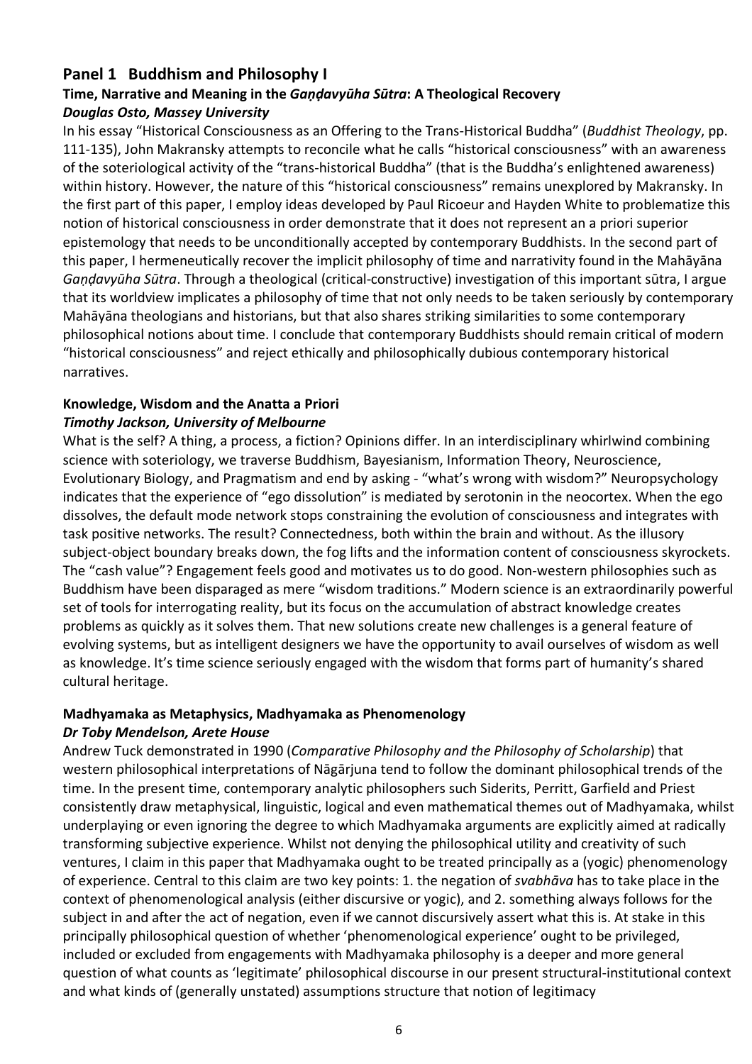## Panel 1 Buddhism and Philosophy I

### Time, Narrative and Meaning in the *Gaṇḍavyūha Sūtra*: A Theological Recovery

***Douglas Osto, Massey University***

In his essay "Historical Consciousness as an Offering to the Trans-Historical Buddha" (*Buddhist Theology*, pp. 111-135), John Makransky attempts to reconcile what he calls "historical consciousness" with an awareness of the soteriological activity of the "trans-historical Buddha" (that is the Buddha's enlightened awareness) within history. However, the nature of this "historical consciousness" remains unexplored by Makransky. In the first part of this paper, I employ ideas developed by Paul Ricoeur and Hayden White to problematize this notion of historical consciousness in order demonstrate that it does not represent an a priori superior epistemology that needs to be unconditionally accepted by contemporary Buddhists. In the second part of this paper, I hermeneutically recover the implicit philosophy of time and narrativity found in the Mahāyāna *Gaṇḍavyūha Sūtra*. Through a theological (critical-constructive) investigation of this important sūtra, I argue that its worldview implicates a philosophy of time that not only needs to be taken seriously by contemporary Mahāyāna theologians and historians, but that also shares striking similarities to some contemporary philosophical notions about time. I conclude that contemporary Buddhists should remain critical of modern "historical consciousness" and reject ethically and philosophically dubious contemporary historical narratives.

### Knowledge, Wisdom and the Anatta a Priori

***Timothy Jackson, University of Melbourne***

What is the self? A thing, a process, a fiction? Opinions differ. In an interdisciplinary whirlwind combining science with soteriology, we traverse Buddhism, Bayesianism, Information Theory, Neuroscience, Evolutionary Biology, and Pragmatism and end by asking - "what's wrong with wisdom?" Neuropsychology indicates that the experience of "ego dissolution" is mediated by serotonin in the neocortex. When the ego dissolves, the default mode network stops constraining the evolution of consciousness and integrates with task positive networks. The result? Connectedness, both within the brain and without. As the illusory subject-object boundary breaks down, the fog lifts and the information content of consciousness skyrockets. The "cash value"? Engagement feels good and motivates us to do good. Non-western philosophies such as Buddhism have been disparaged as mere "wisdom traditions." Modern science is an extraordinarily powerful set of tools for interrogating reality, but its focus on the accumulation of abstract knowledge creates problems as quickly as it solves them. That new solutions create new challenges is a general feature of evolving systems, but as intelligent designers we have the opportunity to avail ourselves of wisdom as well as knowledge. It's time science seriously engaged with the wisdom that forms part of humanity's shared cultural heritage.

### Madhyamaka as Metaphysics, Madhyamaka as Phenomenology

***Dr Toby Mendelson, Arete House***

Andrew Tuck demonstrated in 1990 (*Comparative Philosophy and the Philosophy of Scholarship*) that western philosophical interpretations of Nāgārjuna tend to follow the dominant philosophical trends of the time. In the present time, contemporary analytic philosophers such Siderits, Perritt, Garfield and Priest consistently draw metaphysical, linguistic, logical and even mathematical themes out of Madhyamaka, whilst underplaying or even ignoring the degree to which Madhyamaka arguments are explicitly aimed at radically transforming subjective experience. Whilst not denying the philosophical utility and creativity of such ventures, I claim in this paper that Madhyamaka ought to be treated principally as a (yogic) phenomenology of experience. Central to this claim are two key points: 1. the negation of *svabhāva* has to take place in the context of phenomenological analysis (either discursive or yogic), and 2. something always follows for the subject in and after the act of negation, even if we cannot discursively assert what this is. At stake in this principally philosophical question of whether 'phenomenological experience' ought to be privileged, included or excluded from engagements with Madhyamaka philosophy is a deeper and more general question of what counts as 'legitimate' philosophical discourse in our present structural-institutional context and what kinds of (generally unstated) assumptions structure that notion of legitimacy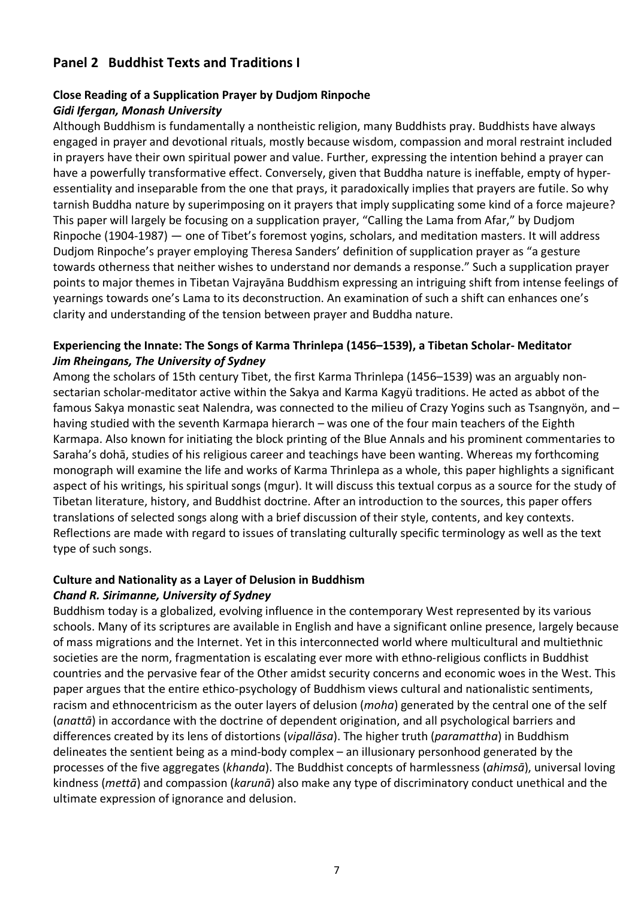## Panel 2 Buddhist Texts and Traditions I

### Close Reading of a Supplication Prayer by Dudjom Rinpoche
***Gidi Ifergan, Monash University***

Although Buddhism is fundamentally a nontheistic religion, many Buddhists pray. Buddhists have always engaged in prayer and devotional rituals, mostly because wisdom, compassion and moral restraint included in prayers have their own spiritual power and value. Further, expressing the intention behind a prayer can have a powerfully transformative effect. Conversely, given that Buddha nature is ineffable, empty of hyper-essentiality and inseparable from the one that prays, it paradoxically implies that prayers are futile. So why tarnish Buddha nature by superimposing on it prayers that imply supplicating some kind of a force majeure? This paper will largely be focusing on a supplication prayer, "Calling the Lama from Afar," by Dudjom Rinpoche (1904-1987) — one of Tibet's foremost yogins, scholars, and meditation masters. It will address Dudjom Rinpoche's prayer employing Theresa Sanders' definition of supplication prayer as "a gesture towards otherness that neither wishes to understand nor demands a response." Such a supplication prayer points to major themes in Tibetan Vajrayāna Buddhism expressing an intriguing shift from intense feelings of yearnings towards one's Lama to its deconstruction. An examination of such a shift can enhances one's clarity and understanding of the tension between prayer and Buddha nature.

### Experiencing the Innate: The Songs of Karma Thrinlepa (1456–1539), a Tibetan Scholar- Meditator
***Jim Rheingans, The University of Sydney***

Among the scholars of 15th century Tibet, the first Karma Thrinlepa (1456–1539) was an arguably non-sectarian scholar-meditator active within the Sakya and Karma Kagyü traditions. He acted as abbot of the famous Sakya monastic seat Nalendra, was connected to the milieu of Crazy Yogins such as Tsangnyön, and – having studied with the seventh Karmapa hierarch – was one of the four main teachers of the Eighth Karmapa. Also known for initiating the block printing of the Blue Annals and his prominent commentaries to Saraha's dohā, studies of his religious career and teachings have been wanting. Whereas my forthcoming monograph will examine the life and works of Karma Thrinlepa as a whole, this paper highlights a significant aspect of his writings, his spiritual songs (mgur). It will discuss this textual corpus as a source for the study of Tibetan literature, history, and Buddhist doctrine. After an introduction to the sources, this paper offers translations of selected songs along with a brief discussion of their style, contents, and key contexts. Reflections are made with regard to issues of translating culturally specific terminology as well as the text type of such songs.

### Culture and Nationality as a Layer of Delusion in Buddhism
***Chand R. Sirimanne, University of Sydney***

Buddhism today is a globalized, evolving influence in the contemporary West represented by its various schools. Many of its scriptures are available in English and have a significant online presence, largely because of mass migrations and the Internet. Yet in this interconnected world where multicultural and multiethnic societies are the norm, fragmentation is escalating ever more with ethno-religious conflicts in Buddhist countries and the pervasive fear of the Other amidst security concerns and economic woes in the West. This paper argues that the entire ethico-psychology of Buddhism views cultural and nationalistic sentiments, racism and ethnocentricism as the outer layers of delusion (*moha*) generated by the central one of the self (*anattā*) in accordance with the doctrine of dependent origination, and all psychological barriers and differences created by its lens of distortions (*vipallāsa*). The higher truth (*paramattha*) in Buddhism delineates the sentient being as a mind-body complex – an illusionary personhood generated by the processes of the five aggregates (*khanda*). The Buddhist concepts of harmlessness (*ahimsā*), universal loving kindness (*mettā*) and compassion (*karunā*) also make any type of discriminatory conduct unethical and the ultimate expression of ignorance and delusion.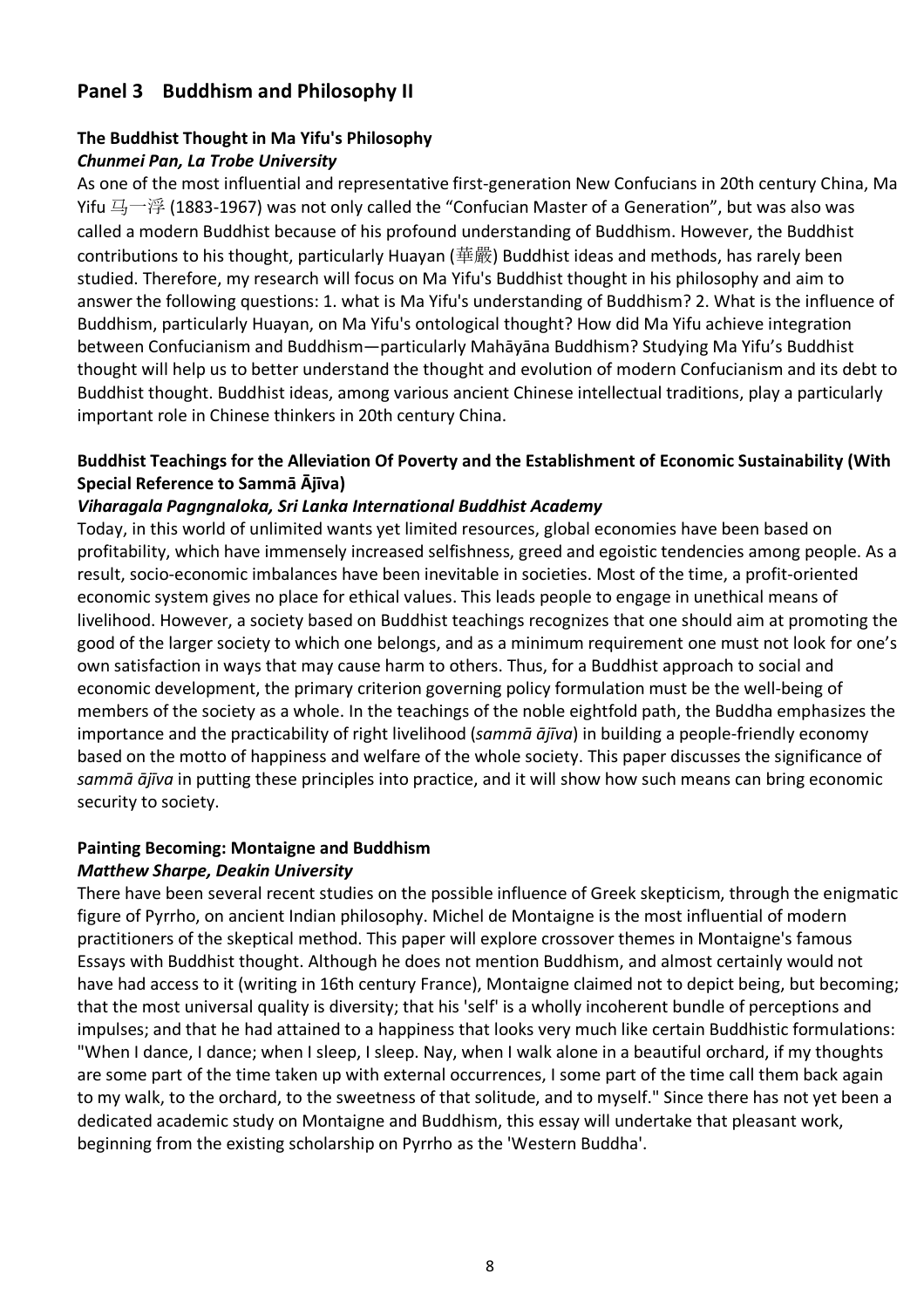## Panel 3 Buddhism and Philosophy II

### The Buddhist Thought in Ma Yifu's Philosophy

***Chunmei Pan, La Trobe University***

As one of the most influential and representative first-generation New Confucians in 20th century China, Ma Yifu 马一浮 (1883-1967) was not only called the "Confucian Master of a Generation", but was also was called a modern Buddhist because of his profound understanding of Buddhism. However, the Buddhist contributions to his thought, particularly Huayan (華嚴) Buddhist ideas and methods, has rarely been studied. Therefore, my research will focus on Ma Yifu's Buddhist thought in his philosophy and aim to answer the following questions: 1. what is Ma Yifu's understanding of Buddhism? 2. What is the influence of Buddhism, particularly Huayan, on Ma Yifu's ontological thought? How did Ma Yifu achieve integration between Confucianism and Buddhism—particularly Mahāyāna Buddhism? Studying Ma Yifu's Buddhist thought will help us to better understand the thought and evolution of modern Confucianism and its debt to Buddhist thought. Buddhist ideas, among various ancient Chinese intellectual traditions, play a particularly important role in Chinese thinkers in 20th century China.

### Buddhist Teachings for the Alleviation Of Poverty and the Establishment of Economic Sustainability (With Special Reference to Sammā Ājīva)

***Viharagala Pagngnaloka, Sri Lanka International Buddhist Academy***

Today, in this world of unlimited wants yet limited resources, global economies have been based on profitability, which have immensely increased selfishness, greed and egoistic tendencies among people. As a result, socio-economic imbalances have been inevitable in societies. Most of the time, a profit-oriented economic system gives no place for ethical values. This leads people to engage in unethical means of livelihood. However, a society based on Buddhist teachings recognizes that one should aim at promoting the good of the larger society to which one belongs, and as a minimum requirement one must not look for one's own satisfaction in ways that may cause harm to others. Thus, for a Buddhist approach to social and economic development, the primary criterion governing policy formulation must be the well-being of members of the society as a whole. In the teachings of the noble eightfold path, the Buddha emphasizes the importance and the practicability of right livelihood (*sammā ājīva*) in building a people-friendly economy based on the motto of happiness and welfare of the whole society. This paper discusses the significance of *sammā ājīva* in putting these principles into practice, and it will show how such means can bring economic security to society.

### Painting Becoming: Montaigne and Buddhism

***Matthew Sharpe, Deakin University***

There have been several recent studies on the possible influence of Greek skepticism, through the enigmatic figure of Pyrrho, on ancient Indian philosophy. Michel de Montaigne is the most influential of modern practitioners of the skeptical method. This paper will explore crossover themes in Montaigne's famous Essays with Buddhist thought. Although he does not mention Buddhism, and almost certainly would not have had access to it (writing in 16th century France), Montaigne claimed not to depict being, but becoming; that the most universal quality is diversity; that his 'self' is a wholly incoherent bundle of perceptions and impulses; and that he had attained to a happiness that looks very much like certain Buddhistic formulations: "When I dance, I dance; when I sleep, I sleep. Nay, when I walk alone in a beautiful orchard, if my thoughts are some part of the time taken up with external occurrences, I some part of the time call them back again to my walk, to the orchard, to the sweetness of that solitude, and to myself." Since there has not yet been a dedicated academic study on Montaigne and Buddhism, this essay will undertake that pleasant work, beginning from the existing scholarship on Pyrrho as the 'Western Buddha'.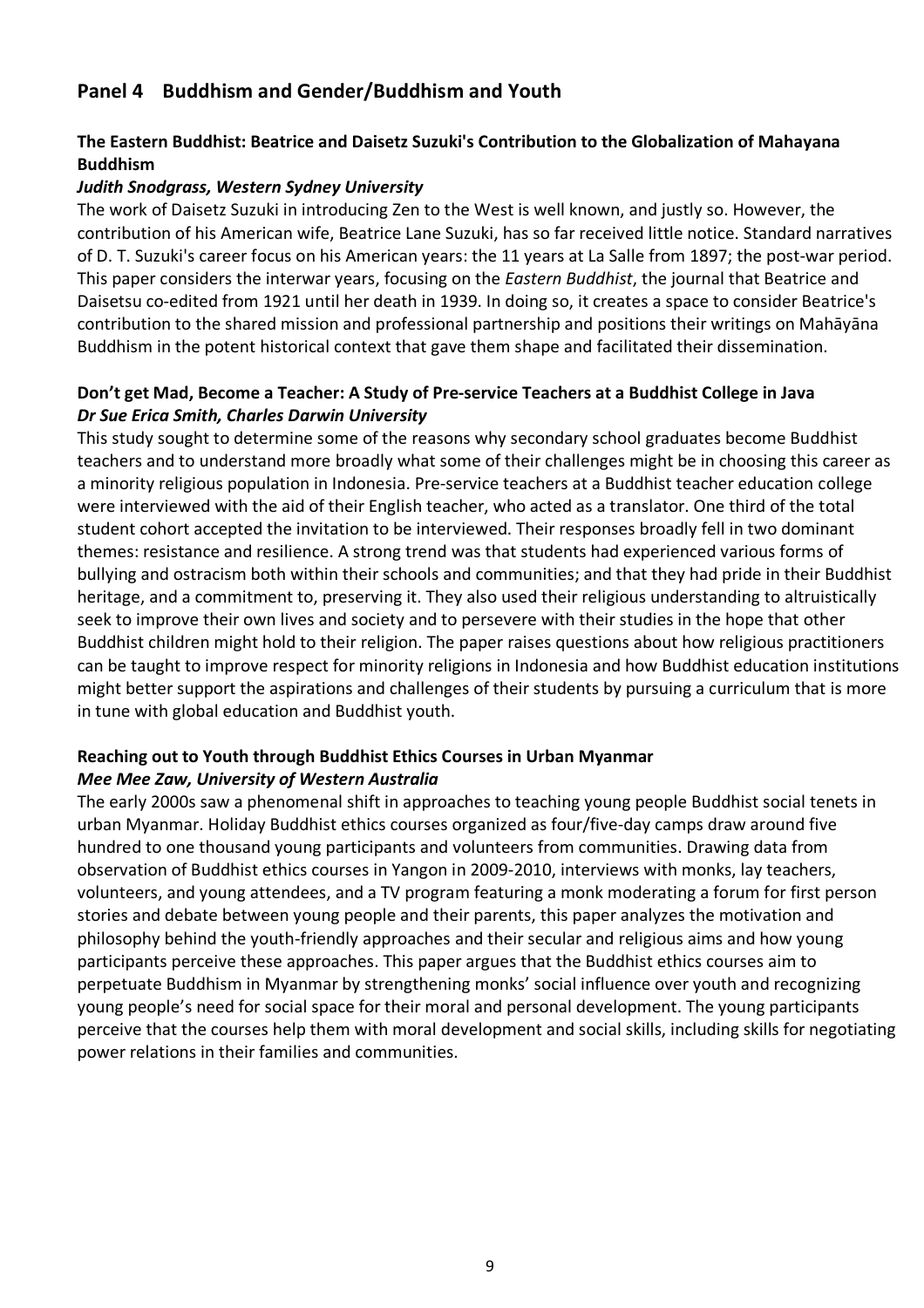## Panel 4 Buddhism and Gender/Buddhism and Youth

### The Eastern Buddhist: Beatrice and Daisetz Suzuki's Contribution to the Globalization of Mahayana Buddhism

***Judith Snodgrass, Western Sydney University***

The work of Daisetz Suzuki in introducing Zen to the West is well known, and justly so. However, the contribution of his American wife, Beatrice Lane Suzuki, has so far received little notice. Standard narratives of D. T. Suzuki's career focus on his American years: the 11 years at La Salle from 1897; the post-war period. This paper considers the interwar years, focusing on the *Eastern Buddhist*, the journal that Beatrice and Daisetsu co-edited from 1921 until her death in 1939. In doing so, it creates a space to consider Beatrice's contribution to the shared mission and professional partnership and positions their writings on Mahāyāna Buddhism in the potent historical context that gave them shape and facilitated their dissemination.

### Don't get Mad, Become a Teacher: A Study of Pre-service Teachers at a Buddhist College in Java

***Dr Sue Erica Smith, Charles Darwin University***

This study sought to determine some of the reasons why secondary school graduates become Buddhist teachers and to understand more broadly what some of their challenges might be in choosing this career as a minority religious population in Indonesia. Pre-service teachers at a Buddhist teacher education college were interviewed with the aid of their English teacher, who acted as a translator. One third of the total student cohort accepted the invitation to be interviewed. Their responses broadly fell in two dominant themes: resistance and resilience. A strong trend was that students had experienced various forms of bullying and ostracism both within their schools and communities; and that they had pride in their Buddhist heritage, and a commitment to, preserving it. They also used their religious understanding to altruistically seek to improve their own lives and society and to persevere with their studies in the hope that other Buddhist children might hold to their religion. The paper raises questions about how religious practitioners can be taught to improve respect for minority religions in Indonesia and how Buddhist education institutions might better support the aspirations and challenges of their students by pursuing a curriculum that is more in tune with global education and Buddhist youth.

### Reaching out to Youth through Buddhist Ethics Courses in Urban Myanmar

***Mee Mee Zaw, University of Western Australia***

The early 2000s saw a phenomenal shift in approaches to teaching young people Buddhist social tenets in urban Myanmar. Holiday Buddhist ethics courses organized as four/five-day camps draw around five hundred to one thousand young participants and volunteers from communities. Drawing data from observation of Buddhist ethics courses in Yangon in 2009-2010, interviews with monks, lay teachers, volunteers, and young attendees, and a TV program featuring a monk moderating a forum for first person stories and debate between young people and their parents, this paper analyzes the motivation and philosophy behind the youth-friendly approaches and their secular and religious aims and how young participants perceive these approaches. This paper argues that the Buddhist ethics courses aim to perpetuate Buddhism in Myanmar by strengthening monks' social influence over youth and recognizing young people's need for social space for their moral and personal development. The young participants perceive that the courses help them with moral development and social skills, including skills for negotiating power relations in their families and communities.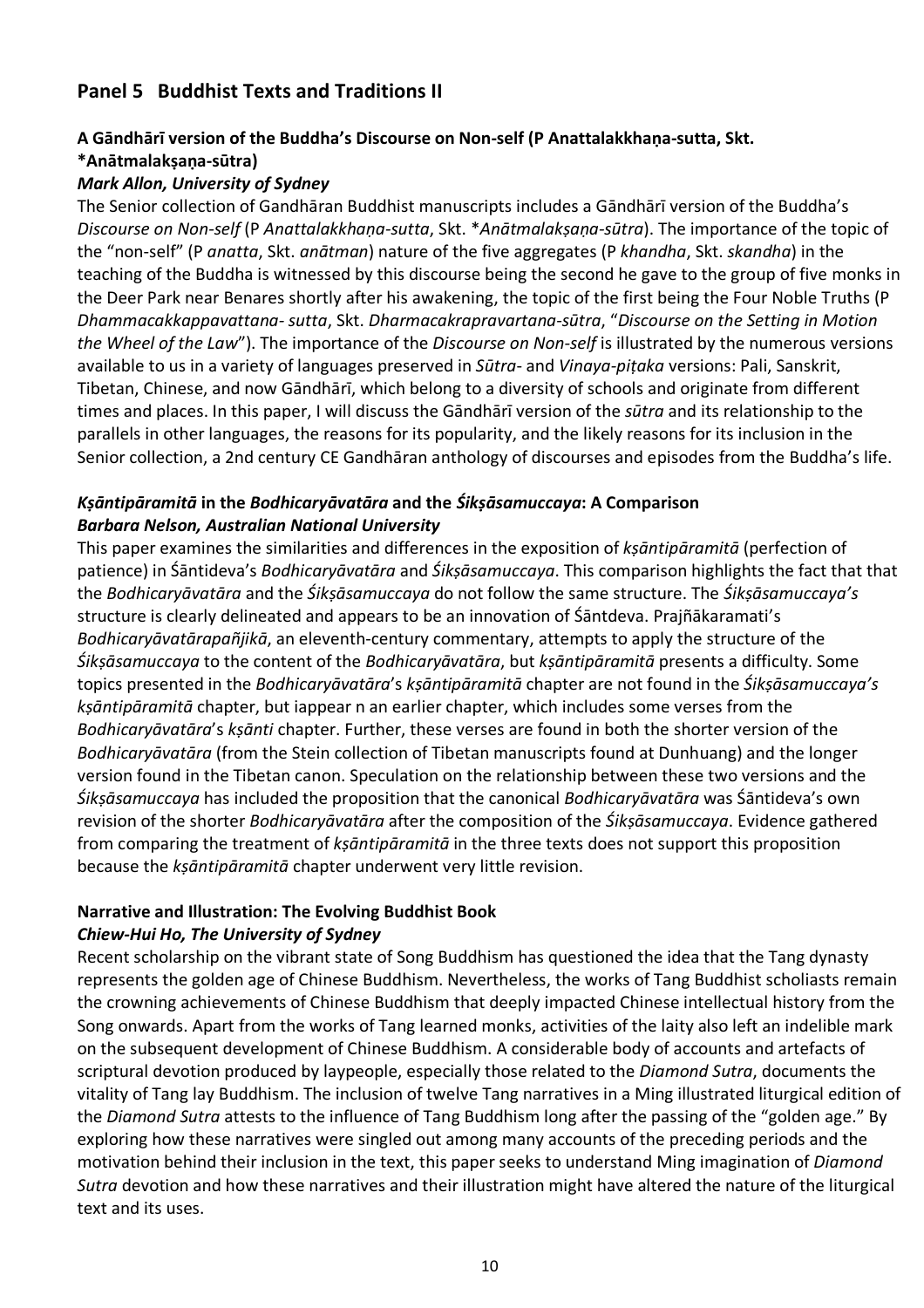## Panel 5 Buddhist Texts and Traditions II

### A Gāndhārī version of the Buddha's Discourse on Non-self (P Anattalakkhaṇa-sutta, Skt. *Anātmalakṣaṇa-sūtra)

***Mark Allon, University of Sydney***

The Senior collection of Gandhāran Buddhist manuscripts includes a Gāndhārī version of the Buddha's *Discourse on Non-self* (P *Anattalakkhaṇa-sutta*, Skt. **Anātmalakṣaṇa-sūtra*). The importance of the topic of the "non-self" (P *anatta*, Skt. *anātman*) nature of the five aggregates (P *khandha*, Skt. *skandha*) in the teaching of the Buddha is witnessed by this discourse being the second he gave to the group of five monks in the Deer Park near Benares shortly after his awakening, the topic of the first being the Four Noble Truths (P *Dhammacakkappavattana- sutta*, Skt. *Dharmacakrapravartana-sūtra*, "*Discourse on the Setting in Motion the Wheel of the Law*"). The importance of the *Discourse on Non-self* is illustrated by the numerous versions available to us in a variety of languages preserved in *Sūtra*- and *Vinaya-piṭaka* versions: Pali, Sanskrit, Tibetan, Chinese, and now Gāndhārī, which belong to a diversity of schools and originate from different times and places. In this paper, I will discuss the Gāndhārī version of the *sūtra* and its relationship to the parallels in other languages, the reasons for its popularity, and the likely reasons for its inclusion in the Senior collection, a 2nd century CE Gandhāran anthology of discourses and episodes from the Buddha's life.

### *Kṣāntipāramitā* in the *Bodhicaryāvatāra* and the *Śikṣāsamuccaya*: A Comparison

***Barbara Nelson, Australian National University***

This paper examines the similarities and differences in the exposition of *kṣāntipāramitā* (perfection of patience) in Śāntideva's *Bodhicaryāvatāra* and *Śikṣāsamuccaya*. This comparison highlights the fact that that the *Bodhicaryāvatāra* and the *Śikṣāsamuccaya* do not follow the same structure. The *Śikṣāsamuccaya's* structure is clearly delineated and appears to be an innovation of Śāntdeva. Prajñākaramati's *Bodhicaryāvatārapañjikā*, an eleventh-century commentary, attempts to apply the structure of the *Śikṣāsamuccaya* to the content of the *Bodhicaryāvatāra*, but *kṣāntipāramitā* presents a difficulty. Some topics presented in the *Bodhicaryāvatāra*'s *kṣāntipāramitā* chapter are not found in the *Śikṣāsamuccaya's kṣāntipāramitā* chapter, but iappear n an earlier chapter, which includes some verses from the *Bodhicaryāvatāra*'s *kṣānti* chapter. Further, these verses are found in both the shorter version of the *Bodhicaryāvatāra* (from the Stein collection of Tibetan manuscripts found at Dunhuang) and the longer version found in the Tibetan canon. Speculation on the relationship between these two versions and the *Śikṣāsamuccaya* has included the proposition that the canonical *Bodhicaryāvatāra* was Śāntideva's own revision of the shorter *Bodhicaryāvatāra* after the composition of the *Śikṣāsamuccaya*. Evidence gathered from comparing the treatment of *kṣāntipāramitā* in the three texts does not support this proposition because the *kṣāntipāramitā* chapter underwent very little revision.

### Narrative and Illustration: The Evolving Buddhist Book

***Chiew-Hui Ho, The University of Sydney***

Recent scholarship on the vibrant state of Song Buddhism has questioned the idea that the Tang dynasty represents the golden age of Chinese Buddhism. Nevertheless, the works of Tang Buddhist scholiasts remain the crowning achievements of Chinese Buddhism that deeply impacted Chinese intellectual history from the Song onwards. Apart from the works of Tang learned monks, activities of the laity also left an indelible mark on the subsequent development of Chinese Buddhism. A considerable body of accounts and artefacts of scriptural devotion produced by laypeople, especially those related to the *Diamond Sutra*, documents the vitality of Tang lay Buddhism. The inclusion of twelve Tang narratives in a Ming illustrated liturgical edition of the *Diamond Sutra* attests to the influence of Tang Buddhism long after the passing of the "golden age." By exploring how these narratives were singled out among many accounts of the preceding periods and the motivation behind their inclusion in the text, this paper seeks to understand Ming imagination of *Diamond Sutra* devotion and how these narratives and their illustration might have altered the nature of the liturgical text and its uses.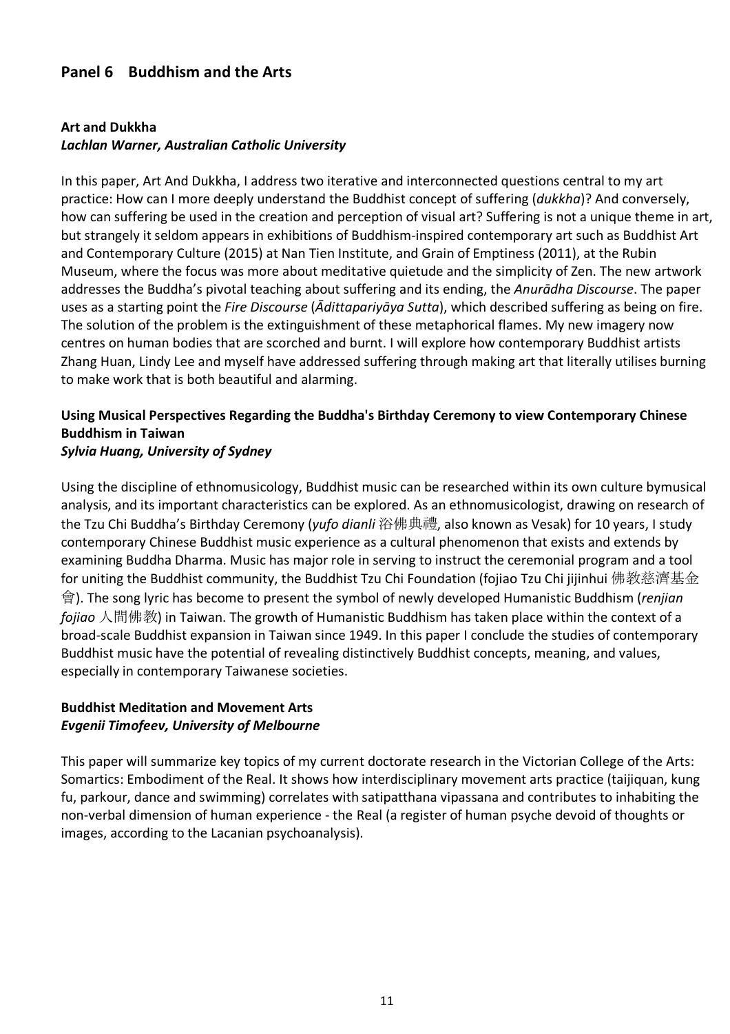## Panel 6 Buddhism and the Arts

### Art and Dukkha

***Lachlan Warner, Australian Catholic University***

In this paper, Art And Dukkha, I address two iterative and interconnected questions central to my art practice: How can I more deeply understand the Buddhist concept of suffering (*dukkha*)? And conversely, how can suffering be used in the creation and perception of visual art? Suffering is not a unique theme in art, but strangely it seldom appears in exhibitions of Buddhism-inspired contemporary art such as Buddhist Art and Contemporary Culture (2015) at Nan Tien Institute, and Grain of Emptiness (2011), at the Rubin Museum, where the focus was more about meditative quietude and the simplicity of Zen. The new artwork addresses the Buddha's pivotal teaching about suffering and its ending, the *Anurādha Discourse*. The paper uses as a starting point the *Fire Discourse* (*Ādittapariyāya Sutta*), which described suffering as being on fire. The solution of the problem is the extinguishment of these metaphorical flames. My new imagery now centres on human bodies that are scorched and burnt. I will explore how contemporary Buddhist artists Zhang Huan, Lindy Lee and myself have addressed suffering through making art that literally utilises burning to make work that is both beautiful and alarming.

### Using Musical Perspectives Regarding the Buddha's Birthday Ceremony to view Contemporary Chinese Buddhism in Taiwan

***Sylvia Huang, University of Sydney***

Using the discipline of ethnomusicology, Buddhist music can be researched within its own culture bymusical analysis, and its important characteristics can be explored. As an ethnomusicologist, drawing on research of the Tzu Chi Buddha's Birthday Ceremony (*yufo dianli* 浴佛典禮, also known as Vesak) for 10 years, I study contemporary Chinese Buddhist music experience as a cultural phenomenon that exists and extends by examining Buddha Dharma. Music has major role in serving to instruct the ceremonial program and a tool for uniting the Buddhist community, the Buddhist Tzu Chi Foundation (fojiao Tzu Chi jijinhui 佛教慈濟基金會). The song lyric has become to present the symbol of newly developed Humanistic Buddhism (*renjian fojiao* 人間佛教) in Taiwan. The growth of Humanistic Buddhism has taken place within the context of a broad-scale Buddhist expansion in Taiwan since 1949. In this paper I conclude the studies of contemporary Buddhist music have the potential of revealing distinctively Buddhist concepts, meaning, and values, especially in contemporary Taiwanese societies.

### Buddhist Meditation and Movement Arts

***Evgenii Timofeev, University of Melbourne***

This paper will summarize key topics of my current doctorate research in the Victorian College of the Arts: Somartics: Embodiment of the Real. It shows how interdisciplinary movement arts practice (taijiquan, kung fu, parkour, dance and swimming) correlates with satipatthana vipassana and contributes to inhabiting the non-verbal dimension of human experience - the Real (a register of human psyche devoid of thoughts or images, according to the Lacanian psychoanalysis).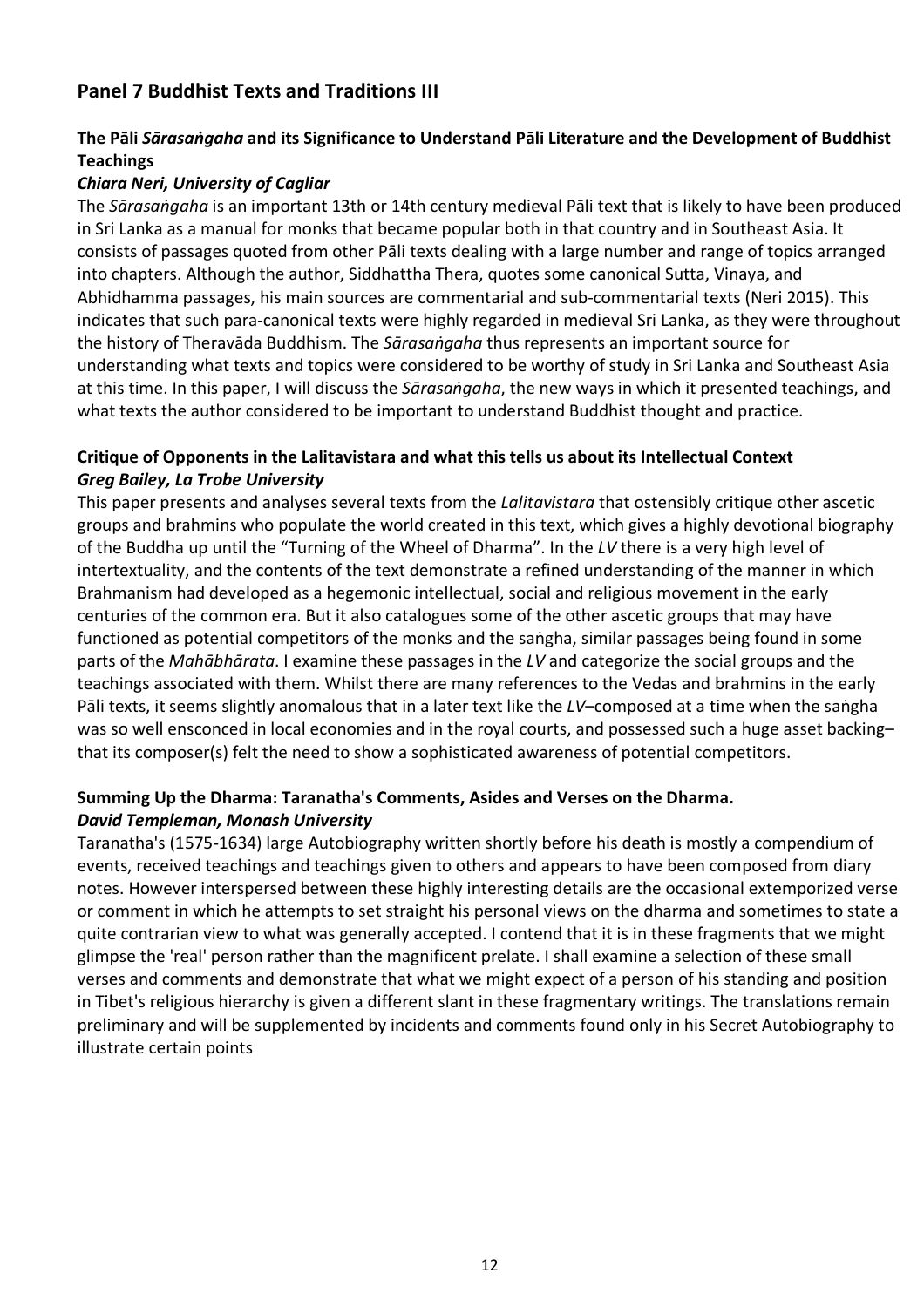## Panel 7 Buddhist Texts and Traditions III

### The Pāli *Sārasaṅgaha* and its Significance to Understand Pāli Literature and the Development of Buddhist Teachings

***Chiara Neri, University of Cagliar***

The *Sārasaṅgaha* is an important 13th or 14th century medieval Pāli text that is likely to have been produced in Sri Lanka as a manual for monks that became popular both in that country and in Southeast Asia. It consists of passages quoted from other Pāli texts dealing with a large number and range of topics arranged into chapters. Although the author, Siddhattha Thera, quotes some canonical Sutta, Vinaya, and Abhidhamma passages, his main sources are commentarial and sub-commentarial texts (Neri 2015). This indicates that such para-canonical texts were highly regarded in medieval Sri Lanka, as they were throughout the history of Theravāda Buddhism. The *Sārasaṅgaha* thus represents an important source for understanding what texts and topics were considered to be worthy of study in Sri Lanka and Southeast Asia at this time. In this paper, I will discuss the *Sārasaṅgaha*, the new ways in which it presented teachings, and what texts the author considered to be important to understand Buddhist thought and practice.

### Critique of Opponents in the Lalitavistara and what this tells us about its Intellectual Context

***Greg Bailey, La Trobe University***

This paper presents and analyses several texts from the *Lalitavistara* that ostensibly critique other ascetic groups and brahmins who populate the world created in this text, which gives a highly devotional biography of the Buddha up until the "Turning of the Wheel of Dharma". In the *LV* there is a very high level of intertextuality, and the contents of the text demonstrate a refined understanding of the manner in which Brahmanism had developed as a hegemonic intellectual, social and religious movement in the early centuries of the common era. But it also catalogues some of the other ascetic groups that may have functioned as potential competitors of the monks and the saṅgha, similar passages being found in some parts of the *Mahābhārata*. I examine these passages in the *LV* and categorize the social groups and the teachings associated with them. Whilst there are many references to the Vedas and brahmins in the early Pāli texts, it seems slightly anomalous that in a later text like the *LV*–composed at a time when the saṅgha was so well ensconced in local economies and in the royal courts, and possessed such a huge asset backing–that its composer(s) felt the need to show a sophisticated awareness of potential competitors.

### Summing Up the Dharma: Taranatha's Comments, Asides and Verses on the Dharma.

***David Templeman, Monash University***

Taranatha's (1575-1634) large Autobiography written shortly before his death is mostly a compendium of events, received teachings and teachings given to others and appears to have been composed from diary notes. However interspersed between these highly interesting details are the occasional extemporized verse or comment in which he attempts to set straight his personal views on the dharma and sometimes to state a quite contrarian view to what was generally accepted. I contend that it is in these fragments that we might glimpse the 'real' person rather than the magnificent prelate. I shall examine a selection of these small verses and comments and demonstrate that what we might expect of a person of his standing and position in Tibet's religious hierarchy is given a different slant in these fragmentary writings. The translations remain preliminary and will be supplemented by incidents and comments found only in his Secret Autobiography to illustrate certain points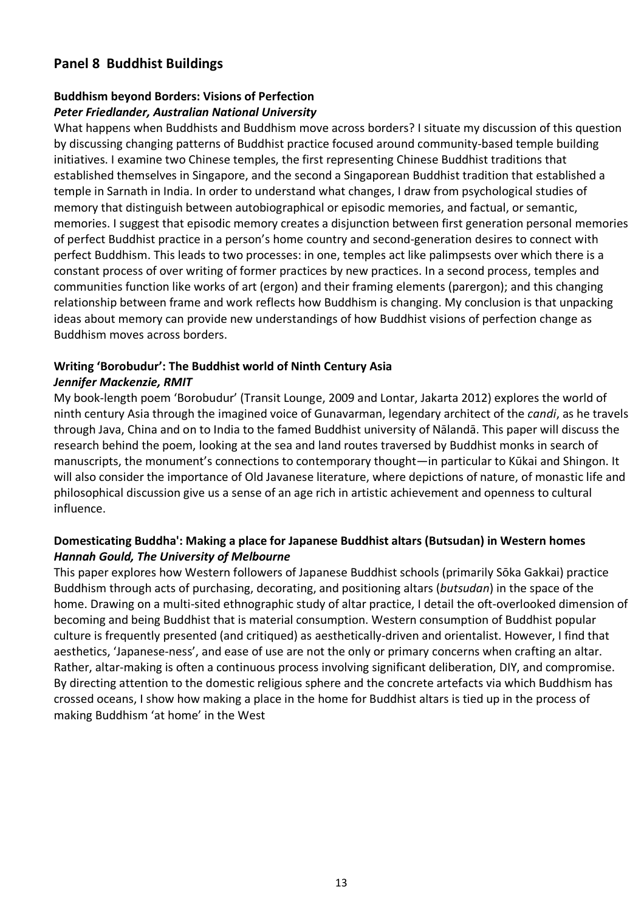## Panel 8 Buddhist Buildings

### Buddhism beyond Borders: Visions of Perfection

***Peter Friedlander, Australian National University***

What happens when Buddhists and Buddhism move across borders? I situate my discussion of this question by discussing changing patterns of Buddhist practice focused around community-based temple building initiatives. I examine two Chinese temples, the first representing Chinese Buddhist traditions that established themselves in Singapore, and the second a Singaporean Buddhist tradition that established a temple in Sarnath in India. In order to understand what changes, I draw from psychological studies of memory that distinguish between autobiographical or episodic memories, and factual, or semantic, memories. I suggest that episodic memory creates a disjunction between first generation personal memories of perfect Buddhist practice in a person's home country and second-generation desires to connect with perfect Buddhism. This leads to two processes: in one, temples act like palimpsests over which there is a constant process of over writing of former practices by new practices. In a second process, temples and communities function like works of art (ergon) and their framing elements (parergon); and this changing relationship between frame and work reflects how Buddhism is changing. My conclusion is that unpacking ideas about memory can provide new understandings of how Buddhist visions of perfection change as Buddhism moves across borders.

### Writing 'Borobudur': The Buddhist world of Ninth Century Asia

***Jennifer Mackenzie, RMIT***

My book-length poem 'Borobudur' (Transit Lounge, 2009 and Lontar, Jakarta 2012) explores the world of ninth century Asia through the imagined voice of Gunavarman, legendary architect of the *candi*, as he travels through Java, China and on to India to the famed Buddhist university of Nālandā. This paper will discuss the research behind the poem, looking at the sea and land routes traversed by Buddhist monks in search of manuscripts, the monument's connections to contemporary thought—in particular to Kūkai and Shingon. It will also consider the importance of Old Javanese literature, where depictions of nature, of monastic life and philosophical discussion give us a sense of an age rich in artistic achievement and openness to cultural influence.

### Domesticating Buddha': Making a place for Japanese Buddhist altars (Butsudan) in Western homes

***Hannah Gould, The University of Melbourne***

This paper explores how Western followers of Japanese Buddhist schools (primarily Sōka Gakkai) practice Buddhism through acts of purchasing, decorating, and positioning altars (*butsudan*) in the space of the home. Drawing on a multi-sited ethnographic study of altar practice, I detail the oft-overlooked dimension of becoming and being Buddhist that is material consumption. Western consumption of Buddhist popular culture is frequently presented (and critiqued) as aesthetically-driven and orientalist. However, I find that aesthetics, 'Japanese-ness', and ease of use are not the only or primary concerns when crafting an altar. Rather, altar-making is often a continuous process involving significant deliberation, DIY, and compromise. By directing attention to the domestic religious sphere and the concrete artefacts via which Buddhism has crossed oceans, I show how making a place in the home for Buddhist altars is tied up in the process of making Buddhism 'at home' in the West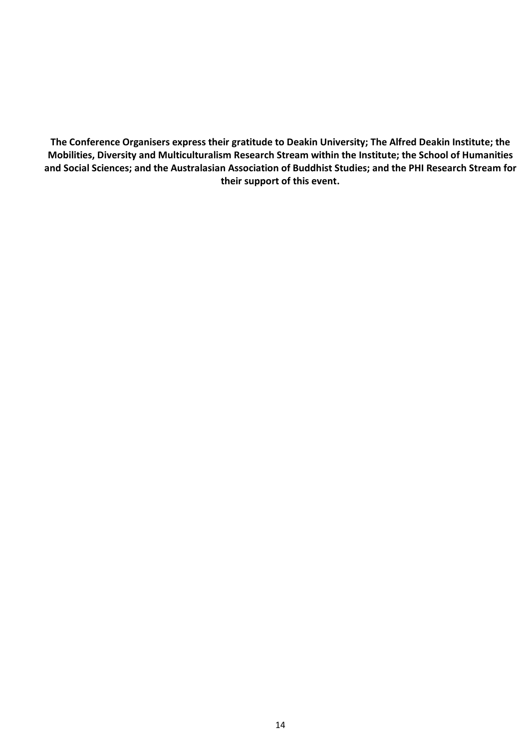**The Conference Organisers express their gratitude to Deakin University; The Alfred Deakin Institute; the Mobilities, Diversity and Multiculturalism Research Stream within the Institute; the School of Humanities and Social Sciences; and the Australasian Association of Buddhist Studies; and the PHI Research Stream for their support of this event.**